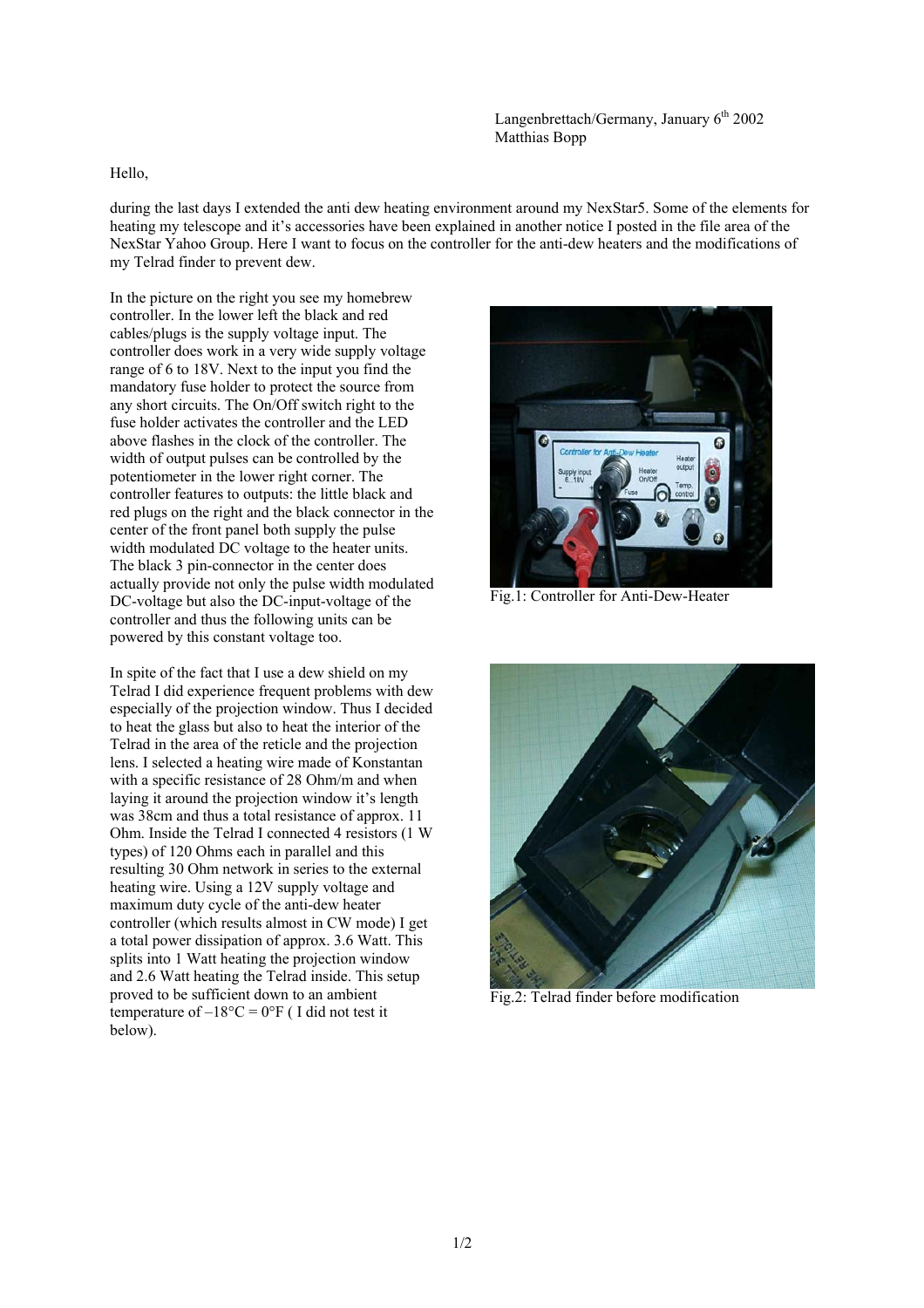Langenbrettach/Germany, January 6th 2002
Matthias Bopp

Hello,

during the last days I extended the anti dew heating environment around my NexStar5. Some of the elements for heating my telescope and it's accessories have been explained in another notice I posted in the file area of the NexStar Yahoo Group. Here I want to focus on the controller for the anti-dew heaters and the modifications of my Telrad finder to prevent dew.

In the picture on the right you see my homebrew controller. In the lower left the black and red cables/plugs is the supply voltage input. The controller does work in a very wide supply voltage range of 6 to 18V. Next to the input you find the mandatory fuse holder to protect the source from any short circuits. The On/Off switch right to the fuse holder activates the controller and the LED above flashes in the clock of the controller. The width of output pulses can be controlled by the potentiometer in the lower right corner. The controller features to outputs: the little black and red plugs on the right and the black connector in the center of the front panel both supply the pulse width modulated DC voltage to the heater units. The black 3 pin-connector in the center does actually provide not only the pulse width modulated DC-voltage but also the DC-input-voltage of the controller and thus the following units can be powered by this constant voltage too.

Fig.1: Controller for Anti-Dew-Heater

In spite of the fact that I use a dew shield on my Telrad I did experience frequent problems with dew especially of the projection window. Thus I decided to heat the glass but also to heat the interior of the Telrad in the area of the reticle and the projection lens. I selected a heating wire made of Konstantan with a specific resistance of 28 Ohm/m and when laying it around the projection window it's length was 38cm and thus a total resistance of approx. 11 Ohm. Inside the Telrad I connected 4 resistors (1 W types) of 120 Ohms each in parallel and this resulting 30 Ohm network in series to the external heating wire. Using a 12V supply voltage and maximum duty cycle of the anti-dew heater controller (which results almost in CW mode) I get a total power dissipation of approx. 3.6 Watt. This splits into 1 Watt heating the projection window and 2.6 Watt heating the Telrad inside. This setup proved to be sufficient down to an ambient temperature of –18°C = 0°F ( I did not test it below).

Fig.2: Telrad finder before modification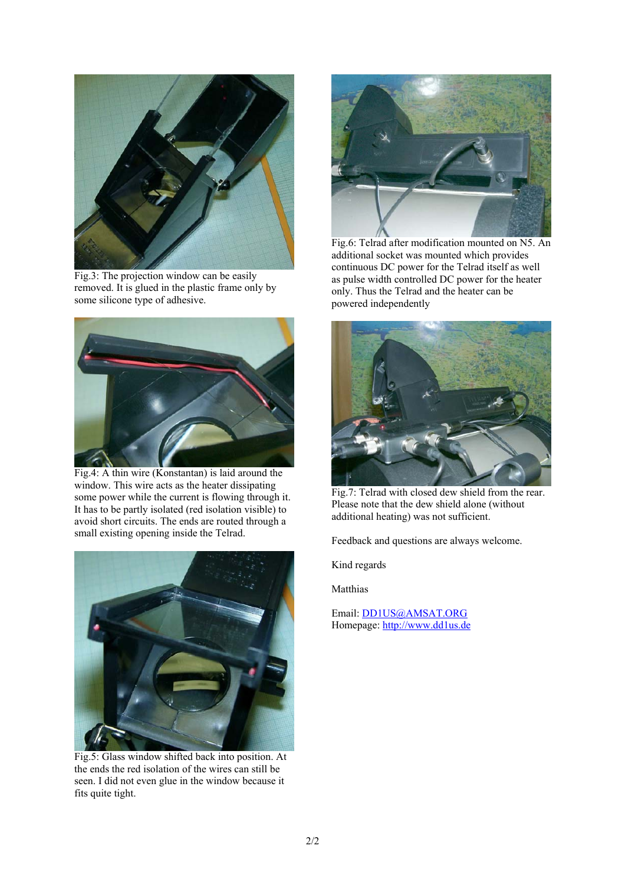Fig.3: The projection window can be easily removed. It is glued in the plastic frame only by some silicone type of adhesive.

Fig.4: A thin wire (Konstantan) is laid around the window. This wire acts as the heater dissipating some power while the current is flowing through it. It has to be partly isolated (red isolation visible) to avoid short circuits. The ends are routed through a small existing opening inside the Telrad.

Fig.5: Glass window shifted back into position. At the ends the red isolation of the wires can still be seen. I did not even glue in the window because it fits quite tight.

Fig.6: Telrad after modification mounted on N5. An additional socket was mounted which provides continuous DC power for the Telrad itself as well as pulse width controlled DC power for the heater only. Thus the Telrad and the heater can be powered independently

Fig.7: Telrad with closed dew shield from the rear. Please note that the dew shield alone (without additional heating) was not sufficient.

Feedback and questions are always welcome.

Kind regards

Matthias

Email: DD1US@AMSAT.ORG
Homepage: http://www.dd1us.de